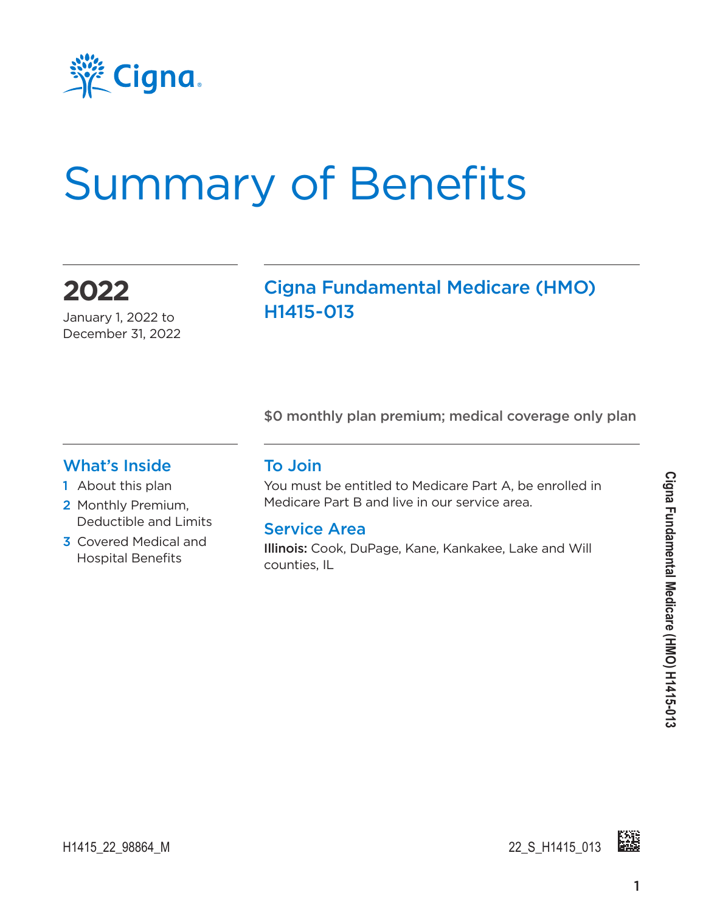Cigna

# Summary of Benefits

## 2022

January 1, 2022 to December 31, 2022

## Cigna Fundamental Medicare (HMO) H1415-013

**$0 monthly plan premium; medical coverage only plan**

### What's Inside

1. About this plan
2. Monthly Premium, Deductible and Limits
3. Covered Medical and Hospital Benefits

### To Join

You must be entitled to Medicare Part A, be enrolled in Medicare Part B and live in our service area.

### Service Area

**Illinois:** Cook, DuPage, Kane, Kankakee, Lake and Will counties, IL

H1415_22_98864_M

22_S_H1415_013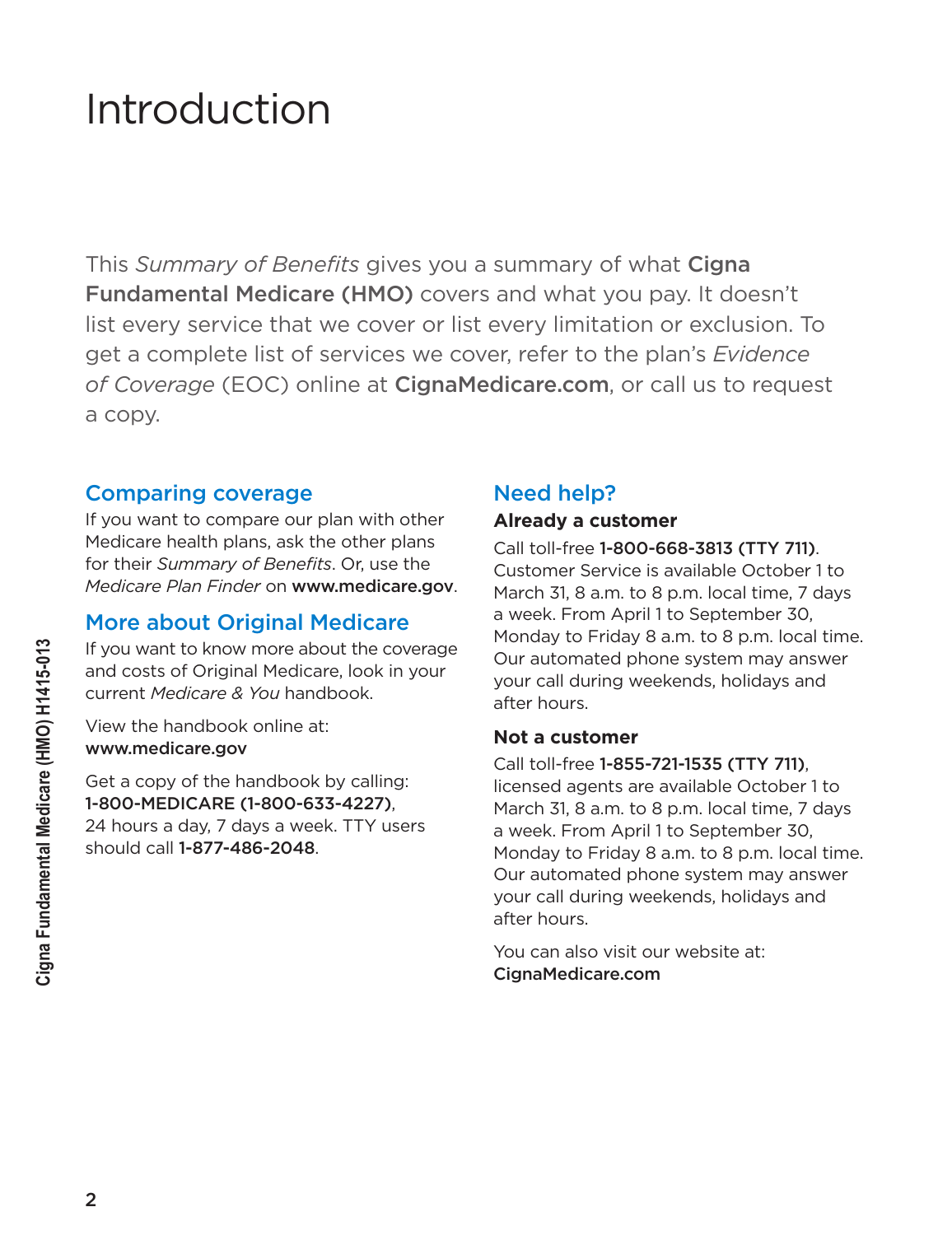# Introduction

This *Summary of Benefits* gives you a summary of what **Cigna Fundamental Medicare (HMO)** covers and what you pay. It doesn't list every service that we cover or list every limitation or exclusion. To get a complete list of services we cover, refer to the plan's *Evidence of Coverage* (EOC) online at **CignaMedicare.com**, or call us to request a copy.

## Comparing coverage

If you want to compare our plan with other Medicare health plans, ask the other plans for their *Summary of Benefits*. Or, use the *Medicare Plan Finder* on **www.medicare.gov**.

## More about Original Medicare

If you want to know more about the coverage and costs of Original Medicare, look in your current *Medicare & You* handbook.

View the handbook online at:
**www.medicare.gov**

Get a copy of the handbook by calling:
**1-800-MEDICARE (1-800-633-4227)**, 24 hours a day, 7 days a week. TTY users should call **1-877-486-2048**.

## Need help?

### Already a customer

Call toll-free **1-800-668-3813 (TTY 711)**. Customer Service is available October 1 to March 31, 8 a.m. to 8 p.m. local time, 7 days a week. From April 1 to September 30, Monday to Friday 8 a.m. to 8 p.m. local time. Our automated phone system may answer your call during weekends, holidays and after hours.

### Not a customer

Call toll-free **1-855-721-1535 (TTY 711)**, licensed agents are available October 1 to March 31, 8 a.m. to 8 p.m. local time, 7 days a week. From April 1 to September 30, Monday to Friday 8 a.m. to 8 p.m. local time. Our automated phone system may answer your call during weekends, holidays and after hours.

You can also visit our website at:
**CignaMedicare.com**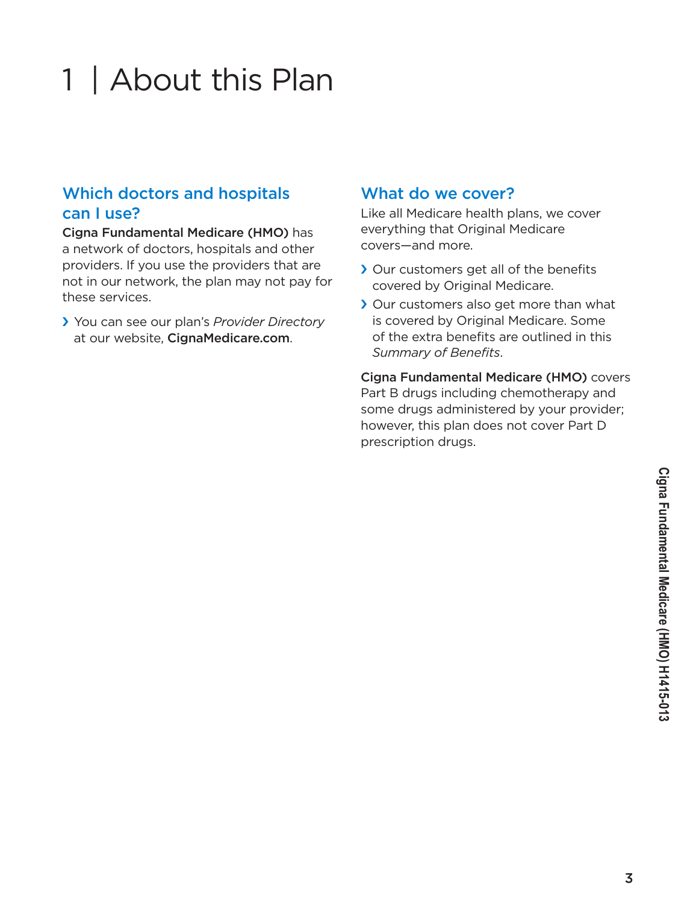# 1 | About this Plan

## Which doctors and hospitals can I use?

**Cigna Fundamental Medicare (HMO)** has a network of doctors, hospitals and other providers. If you use the providers that are not in our network, the plan may not pay for these services.

- You can see our plan's *Provider Directory* at our website, **CignaMedicare.com**.

## What do we cover?

Like all Medicare health plans, we cover everything that Original Medicare covers—and more.

- Our customers get all of the benefits covered by Original Medicare.
- Our customers also get more than what is covered by Original Medicare. Some of the extra benefits are outlined in this *Summary of Benefits*.

**Cigna Fundamental Medicare (HMO)** covers Part B drugs including chemotherapy and some drugs administered by your provider; however, this plan does not cover Part D prescription drugs.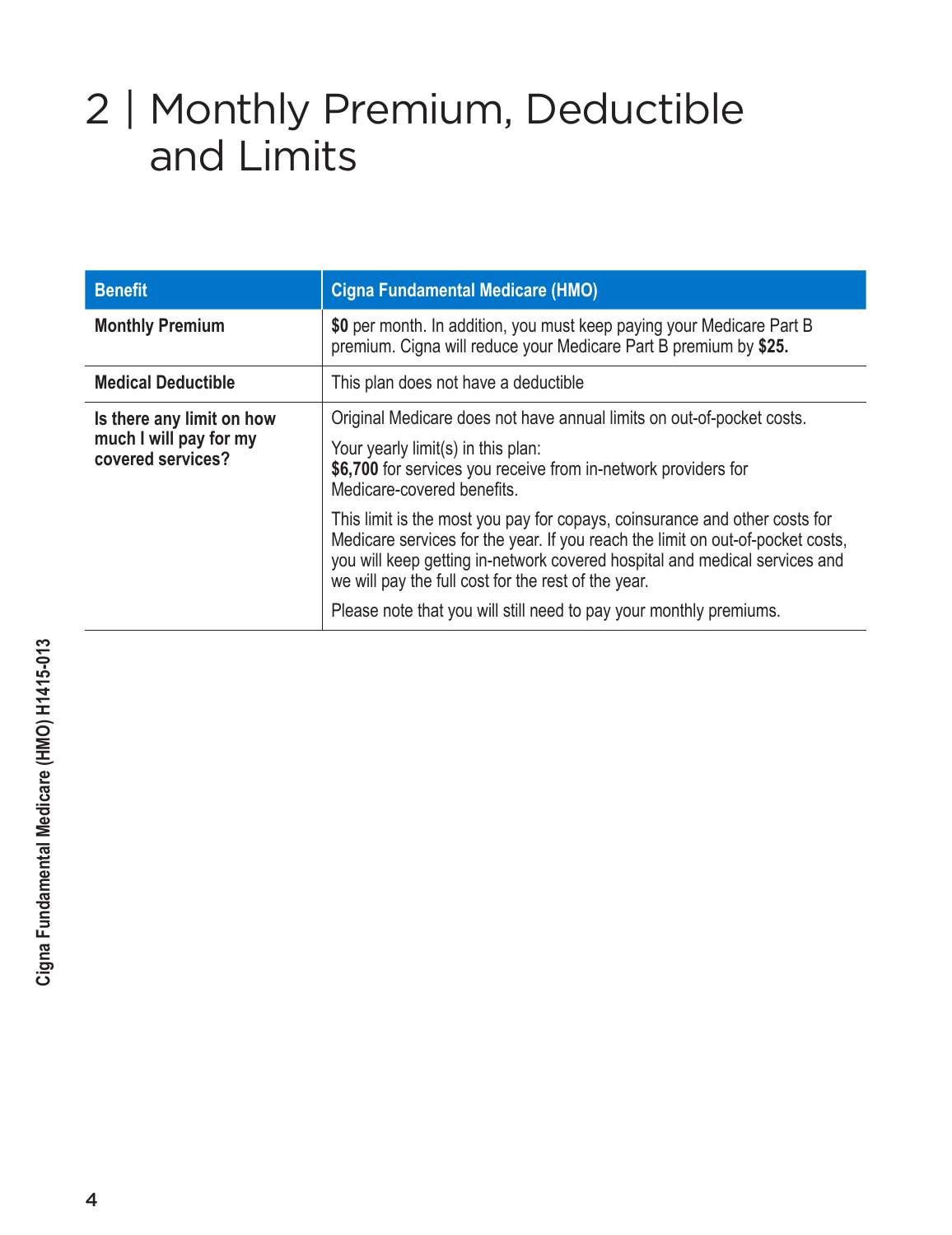# 2 | Monthly Premium, Deductible and Limits

| Benefit | Cigna Fundamental Medicare (HMO) |
| --- | --- |
| **Monthly Premium** | **$0** per month. In addition, you must keep paying your Medicare Part B premium. Cigna will reduce your Medicare Part B premium by **$25.** |
| **Medical Deductible** | This plan does not have a deductible |
| **Is there any limit on how much I will pay for my covered services?** | Original Medicare does not have annual limits on out-of-pocket costs.<br><br>Your yearly limit(s) in this plan:<br>**$6,700** for services you receive from in-network providers for Medicare-covered benefits.<br><br>This limit is the most you pay for copays, coinsurance and other costs for Medicare services for the year. If you reach the limit on out-of-pocket costs, you will keep getting in-network covered hospital and medical services and we will pay the full cost for the rest of the year.<br><br>Please note that you will still need to pay your monthly premiums. |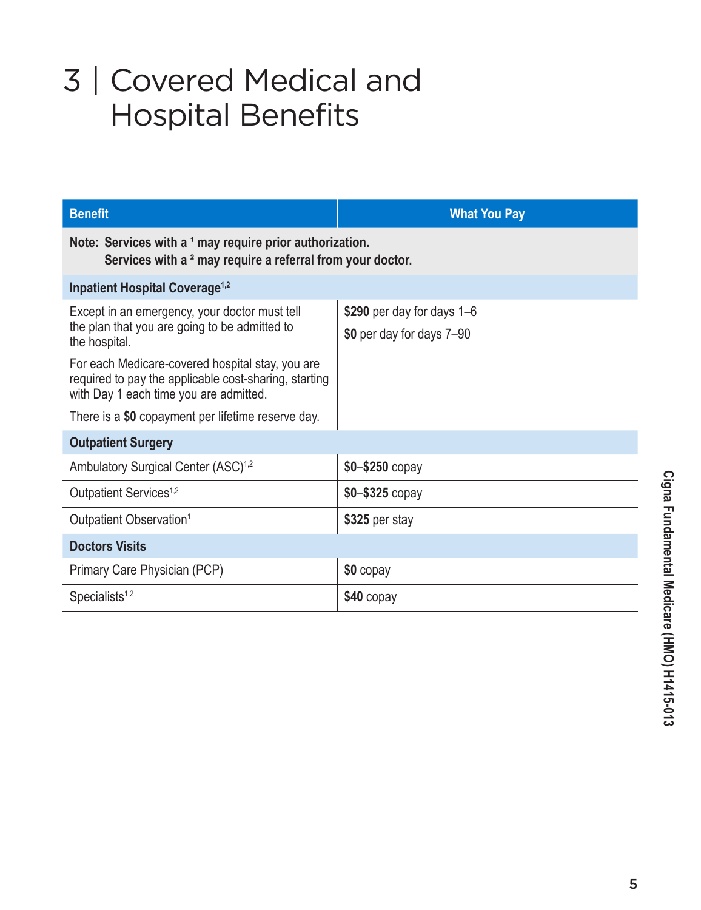# 3 | Covered Medical and Hospital Benefits

| Benefit | What You Pay |
|---|---|
| **Note: Services with a [1] may require prior authorization.<br>Services with a [2] may require a referral from your doctor.** | |
| **Inpatient Hospital Coverage[1,2]** | |
| Except in an emergency, your doctor must tell the plan that you are going to be admitted to the hospital.<br><br>For each Medicare-covered hospital stay, you are required to pay the applicable cost-sharing, starting with Day 1 each time you are admitted.<br><br>There is a **$0** copayment per lifetime reserve day. | **$290** per day for days 1–6<br><br>**$0** per day for days 7–90 |
| **Outpatient Surgery** | |
| Ambulatory Surgical Center (ASC)[1,2] | **$0–$250** copay |
| Outpatient Services[1,2] | **$0–$325** copay |
| Outpatient Observation[1] | **$325** per stay |
| **Doctors Visits** | |
| Primary Care Physician (PCP) | **$0** copay |
| Specialists[1,2] | **$40** copay |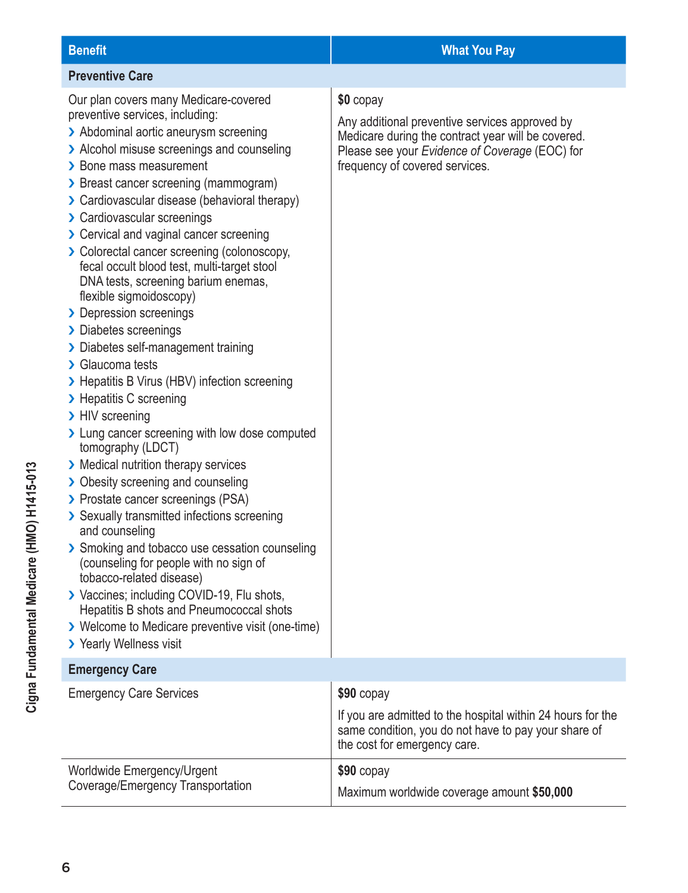| Benefit | What You Pay |
|---|---|
| **Preventive Care** | |
| Our plan covers many Medicare-covered preventive services, including:<br>› Abdominal aortic aneurysm screening<br>› Alcohol misuse screenings and counseling<br>› Bone mass measurement<br>› Breast cancer screening (mammogram)<br>› Cardiovascular disease (behavioral therapy)<br>› Cardiovascular screenings<br>› Cervical and vaginal cancer screening<br>› Colorectal cancer screening (colonoscopy, fecal occult blood test, multi-target stool DNA tests, screening barium enemas, flexible sigmoidoscopy)<br>› Depression screenings<br>› Diabetes screenings<br>› Diabetes self-management training<br>› Glaucoma tests<br>› Hepatitis B Virus (HBV) infection screening<br>› Hepatitis C screening<br>› HIV screening<br>› Lung cancer screening with low dose computed tomography (LDCT)<br>› Medical nutrition therapy services<br>› Obesity screening and counseling<br>› Prostate cancer screenings (PSA)<br>› Sexually transmitted infections screening and counseling<br>› Smoking and tobacco use cessation counseling (counseling for people with no sign of tobacco-related disease)<br>› Vaccines; including COVID-19, Flu shots, Hepatitis B shots and Pneumococcal shots<br>› Welcome to Medicare preventive visit (one-time)<br>› Yearly Wellness visit | **$0** copay<br><br>Any additional preventive services approved by Medicare during the contract year will be covered. Please see your *Evidence of Coverage* (EOC) for frequency of covered services. |
| **Emergency Care** | |
| Emergency Care Services | **$90** copay<br><br>If you are admitted to the hospital within 24 hours for the same condition, you do not have to pay your share of the cost for emergency care. |
| Worldwide Emergency/Urgent Coverage/Emergency Transportation | **$90** copay<br><br>Maximum worldwide coverage amount **$50,000** |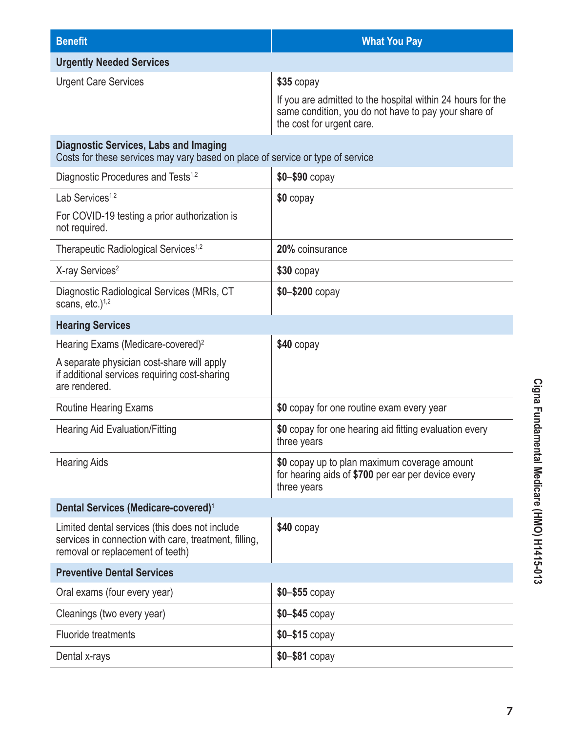| Benefit | What You Pay |
|---|---|
| **Urgently Needed Services** | |
| Urgent Care Services | **$35** copay<br><br>If you are admitted to the hospital within 24 hours for the same condition, you do not have to pay your share of the cost for urgent care. |
| **Diagnostic Services, Labs and Imaging**<br>Costs for these services may vary based on place of service or type of service | |
| Diagnostic Procedures and Tests[1,2] | **$0–$90** copay |
| Lab Services[1,2]<br><br>For COVID-19 testing a prior authorization is not required. | **$0** copay |
| Therapeutic Radiological Services[1,2] | **20%** coinsurance |
| X-ray Services[2] | **$30** copay |
| Diagnostic Radiological Services (MRIs, CT scans, etc.)[1,2] | **$0–$200** copay |
| **Hearing Services** | |
| Hearing Exams (Medicare-covered)[2]<br><br>A separate physician cost-share will apply if additional services requiring cost-sharing are rendered. | **$40** copay |
| Routine Hearing Exams | **$0** copay for one routine exam every year |
| Hearing Aid Evaluation/Fitting | **$0** copay for one hearing aid fitting evaluation every three years |
| Hearing Aids | **$0** copay up to plan maximum coverage amount for hearing aids of **$700** per ear per device every three years |
| **Dental Services (Medicare-covered)[1]** | |
| Limited dental services (this does not include services in connection with care, treatment, filling, removal or replacement of teeth) | **$40** copay |
| **Preventive Dental Services** | |
| Oral exams (four every year) | **$0–$55** copay |
| Cleanings (two every year) | **$0–$45** copay |
| Fluoride treatments | **$0–$15** copay |
| Dental x-rays | **$0–$81** copay |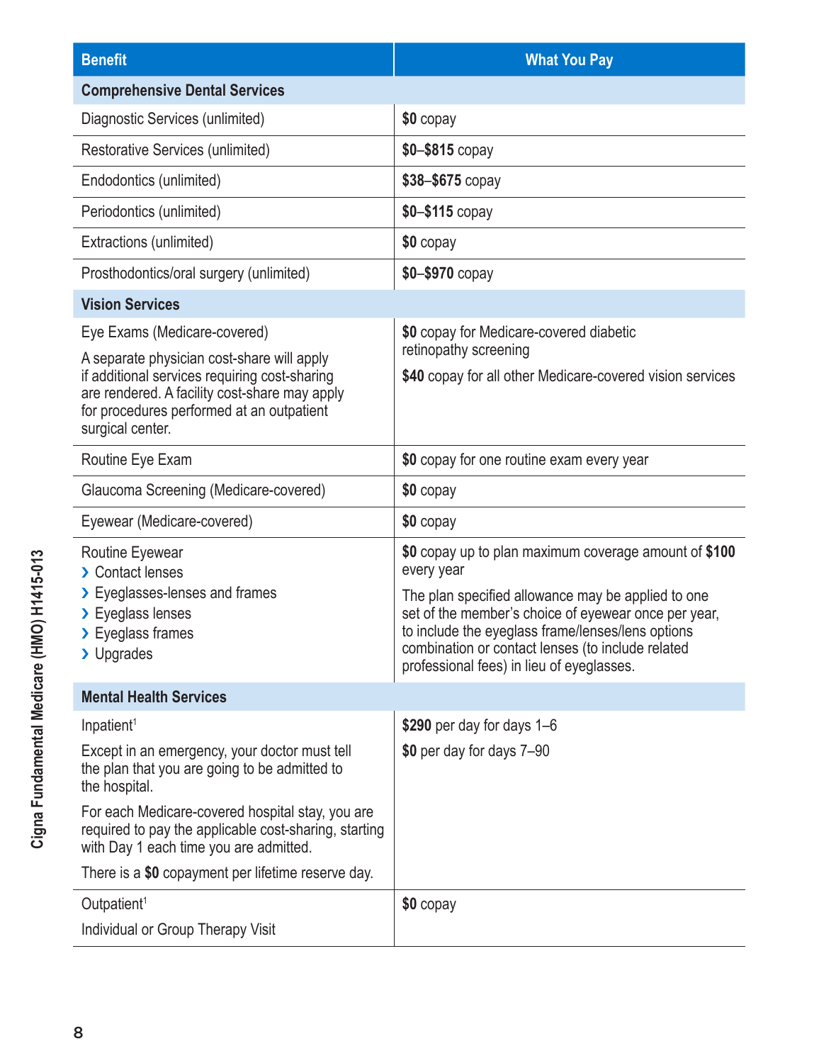| Benefit | What You Pay |
| --- | --- |
| **Comprehensive Dental Services** | |
| Diagnostic Services (unlimited) | **$0** copay |
| Restorative Services (unlimited) | **$0–$815** copay |
| Endodontics (unlimited) | **$38–$675** copay |
| Periodontics (unlimited) | **$0–$115** copay |
| Extractions (unlimited) | **$0** copay |
| Prosthodontics/oral surgery (unlimited) | **$0–$970** copay |
| **Vision Services** | |
| Eye Exams (Medicare-covered)<br><br>A separate physician cost-share will apply if additional services requiring cost-sharing are rendered. A facility cost-share may apply for procedures performed at an outpatient surgical center. | **$0** copay for Medicare-covered diabetic retinopathy screening<br><br>**$40** copay for all other Medicare-covered vision services |
| Routine Eye Exam | **$0** copay for one routine exam every year |
| Glaucoma Screening (Medicare-covered) | **$0** copay |
| Eyewear (Medicare-covered) | **$0** copay |
| Routine Eyewear<br>› Contact lenses<br>› Eyeglasses-lenses and frames<br>› Eyeglass lenses<br>› Eyeglass frames<br>› Upgrades | **$0** copay up to plan maximum coverage amount of **$100** every year<br><br>The plan specified allowance may be applied to one set of the member's choice of eyewear once per year, to include the eyeglass frame/lenses/lens options combination or contact lenses (to include related professional fees) in lieu of eyeglasses. |
| **Mental Health Services** | |
| Inpatient[1]<br><br>Except in an emergency, your doctor must tell the plan that you are going to be admitted to the hospital.<br><br>For each Medicare-covered hospital stay, you are required to pay the applicable cost-sharing, starting with Day 1 each time you are admitted.<br><br>There is a **$0** copayment per lifetime reserve day. | **$290** per day for days 1–6<br><br>**$0** per day for days 7–90 |
| Outpatient[1]<br><br>Individual or Group Therapy Visit | **$0** copay |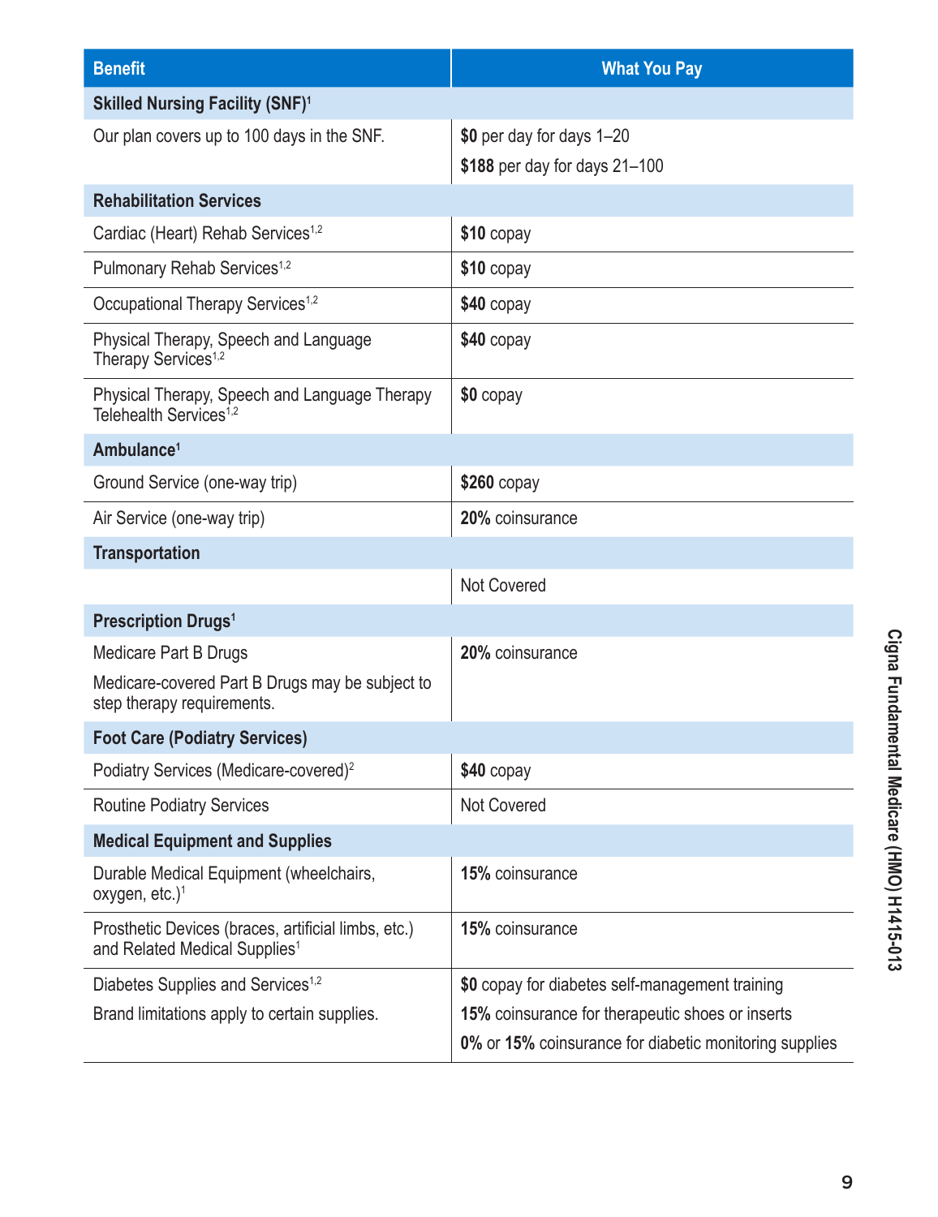| Benefit | What You Pay |
| --- | --- |
| **Skilled Nursing Facility (SNF)**[1] | |
| Our plan covers up to 100 days in the SNF. | **$0** per day for days 1–20<br>**$188** per day for days 21–100 |
| **Rehabilitation Services** | |
| Cardiac (Heart) Rehab Services[1,2] | **$10** copay |
| Pulmonary Rehab Services[1,2] | **$10** copay |
| Occupational Therapy Services[1,2] | **$40** copay |
| Physical Therapy, Speech and Language Therapy Services[1,2] | **$40** copay |
| Physical Therapy, Speech and Language Therapy Telehealth Services[1,2] | **$0** copay |
| **Ambulance**[1] | |
| Ground Service (one-way trip) | **$260** copay |
| Air Service (one-way trip) | **20%** coinsurance |
| **Transportation** | |
| | Not Covered |
| **Prescription Drugs**[1] | |
| Medicare Part B Drugs<br>Medicare-covered Part B Drugs may be subject to step therapy requirements. | **20%** coinsurance |
| **Foot Care (Podiatry Services)** | |
| Podiatry Services (Medicare-covered)[2] | **$40** copay |
| Routine Podiatry Services | Not Covered |
| **Medical Equipment and Supplies** | |
| Durable Medical Equipment (wheelchairs, oxygen, etc.)[1] | **15%** coinsurance |
| Prosthetic Devices (braces, artificial limbs, etc.) and Related Medical Supplies[1] | **15%** coinsurance |
| Diabetes Supplies and Services[1,2]<br>Brand limitations apply to certain supplies. | **$0** copay for diabetes self-management training<br>**15%** coinsurance for therapeutic shoes or inserts<br>**0%** or **15%** coinsurance for diabetic monitoring supplies |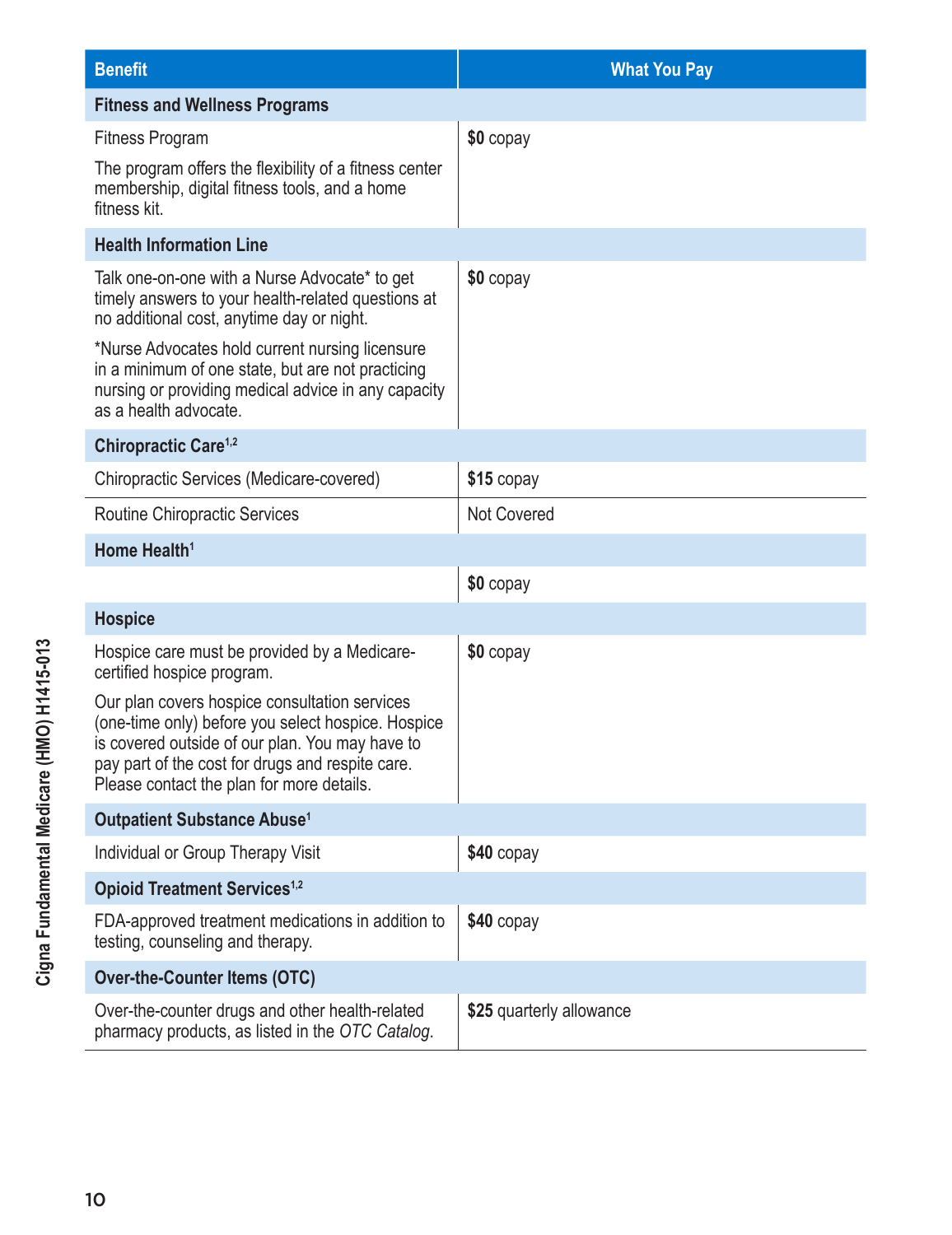| Benefit | What You Pay |
|---|---|
| **Fitness and Wellness Programs** | |
| Fitness Program<br><br>The program offers the flexibility of a fitness center membership, digital fitness tools, and a home fitness kit. | **$0** copay |
| **Health Information Line** | |
| Talk one-on-one with a Nurse Advocate* to get timely answers to your health-related questions at no additional cost, anytime day or night.<br><br>*Nurse Advocates hold current nursing licensure in a minimum of one state, but are not practicing nursing or providing medical advice in any capacity as a health advocate. | **$0** copay |
| **Chiropractic Care**[1,2] | |
| Chiropractic Services (Medicare-covered) | **$15** copay |
| Routine Chiropractic Services | Not Covered |
| **Home Health**[1] | |
| | **$0** copay |
| **Hospice** | |
| Hospice care must be provided by a Medicare-certified hospice program.<br><br>Our plan covers hospice consultation services (one-time only) before you select hospice. Hospice is covered outside of our plan. You may have to pay part of the cost for drugs and respite care. Please contact the plan for more details. | **$0** copay |
| **Outpatient Substance Abuse**[1] | |
| Individual or Group Therapy Visit | **$40** copay |
| **Opioid Treatment Services**[1,2] | |
| FDA-approved treatment medications in addition to testing, counseling and therapy. | **$40** copay |
| **Over-the-Counter Items (OTC)** | |
| Over-the-counter drugs and other health-related pharmacy products, as listed in the *OTC Catalog*. | **$25** quarterly allowance |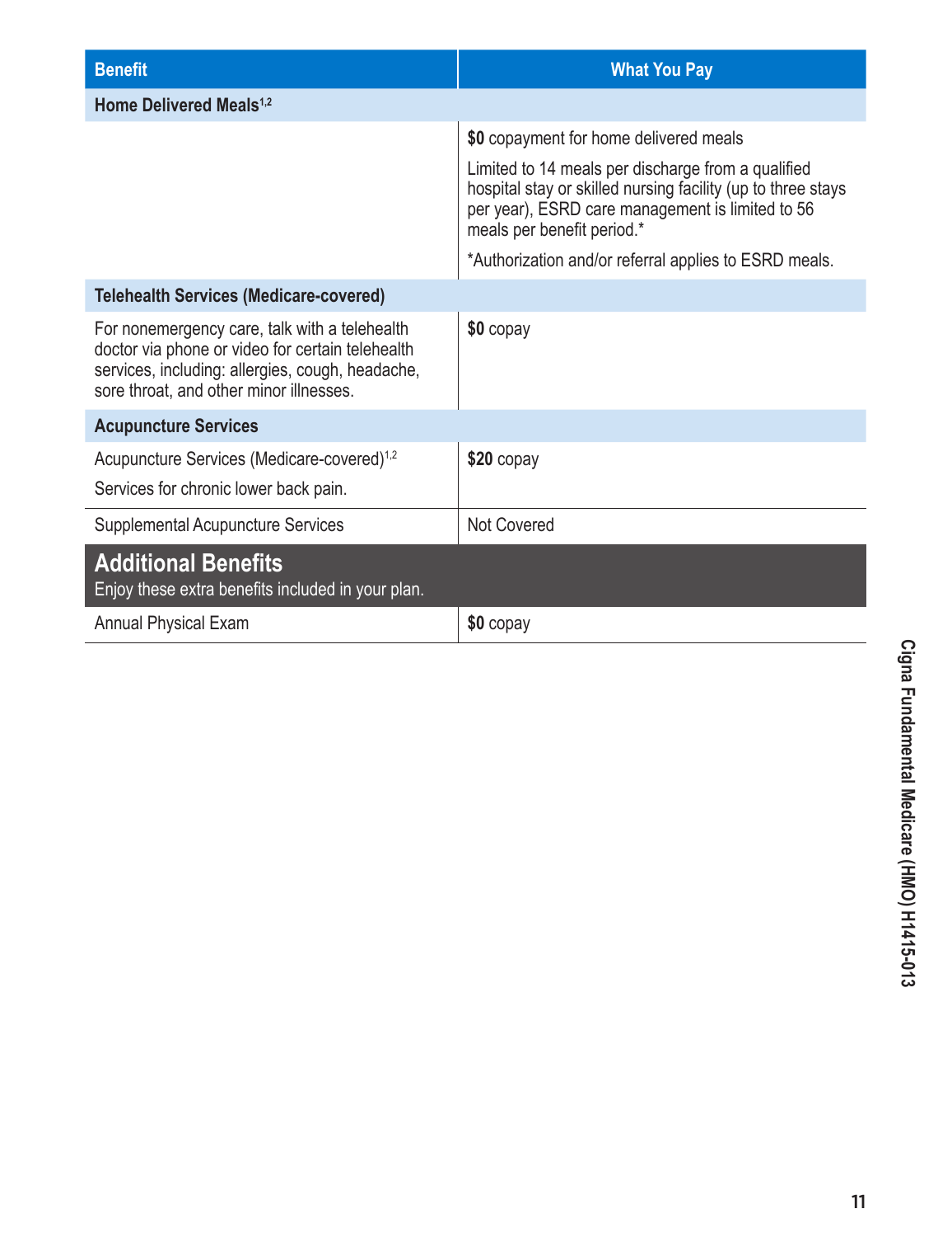| Benefit | What You Pay |
|---|---|
| **Home Delivered Meals[1,2]** | |
| | **$0** copayment for home delivered meals<br><br>Limited to 14 meals per discharge from a qualified hospital stay or skilled nursing facility (up to three stays per year), ESRD care management is limited to 56 meals per benefit period.*<br><br>*Authorization and/or referral applies to ESRD meals. |
| **Telehealth Services (Medicare-covered)** | |
| For nonemergency care, talk with a telehealth doctor via phone or video for certain telehealth services, including: allergies, cough, headache, sore throat, and other minor illnesses. | **$0** copay |
| **Acupuncture Services** | |
| Acupuncture Services (Medicare-covered)[1,2]<br><br>Services for chronic lower back pain. | **$20** copay |
| Supplemental Acupuncture Services | Not Covered |
| **Additional Benefits**<br>Enjoy these extra benefits included in your plan. | |
| Annual Physical Exam | **$0** copay |

Cigna Fundamental Medicare (HMO) H1415-013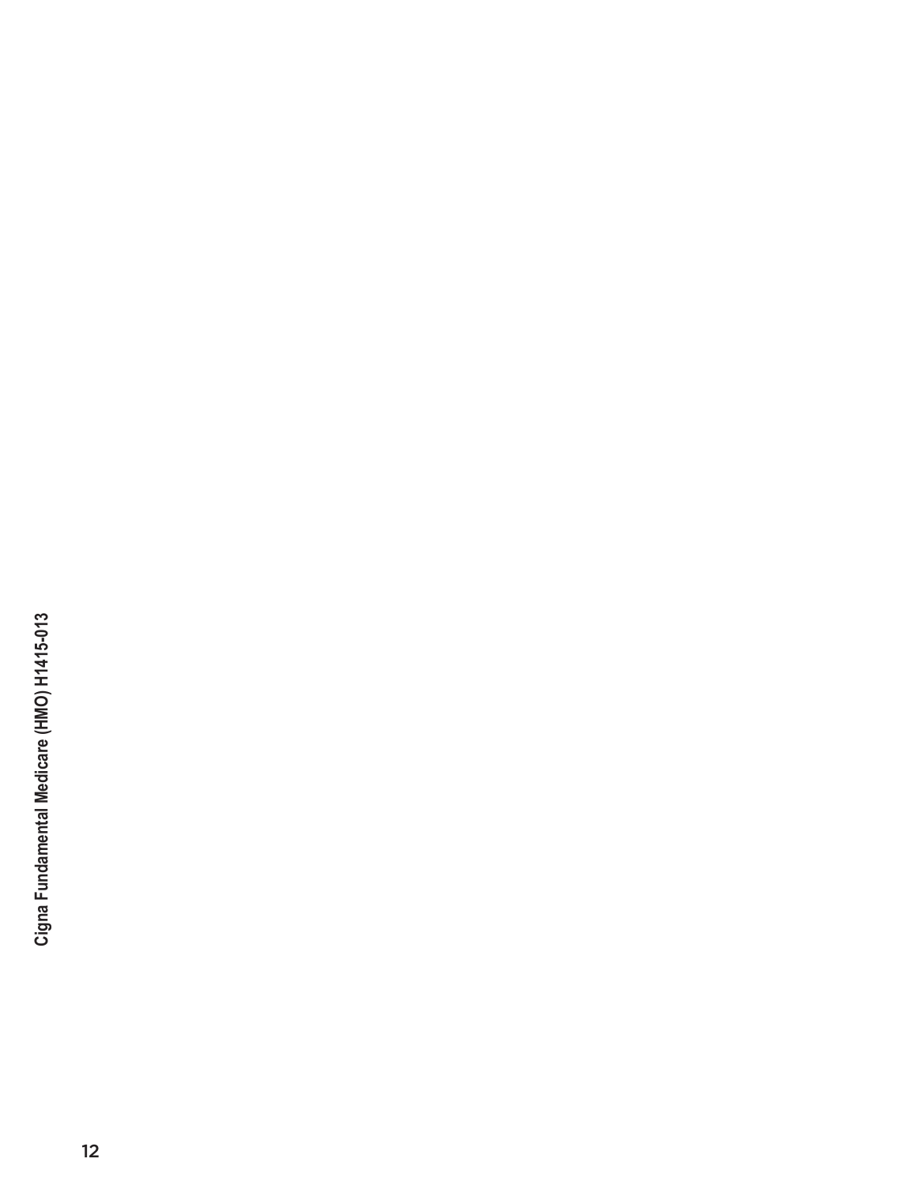Cigna Fundamental Medicare (HMO) H1415-013